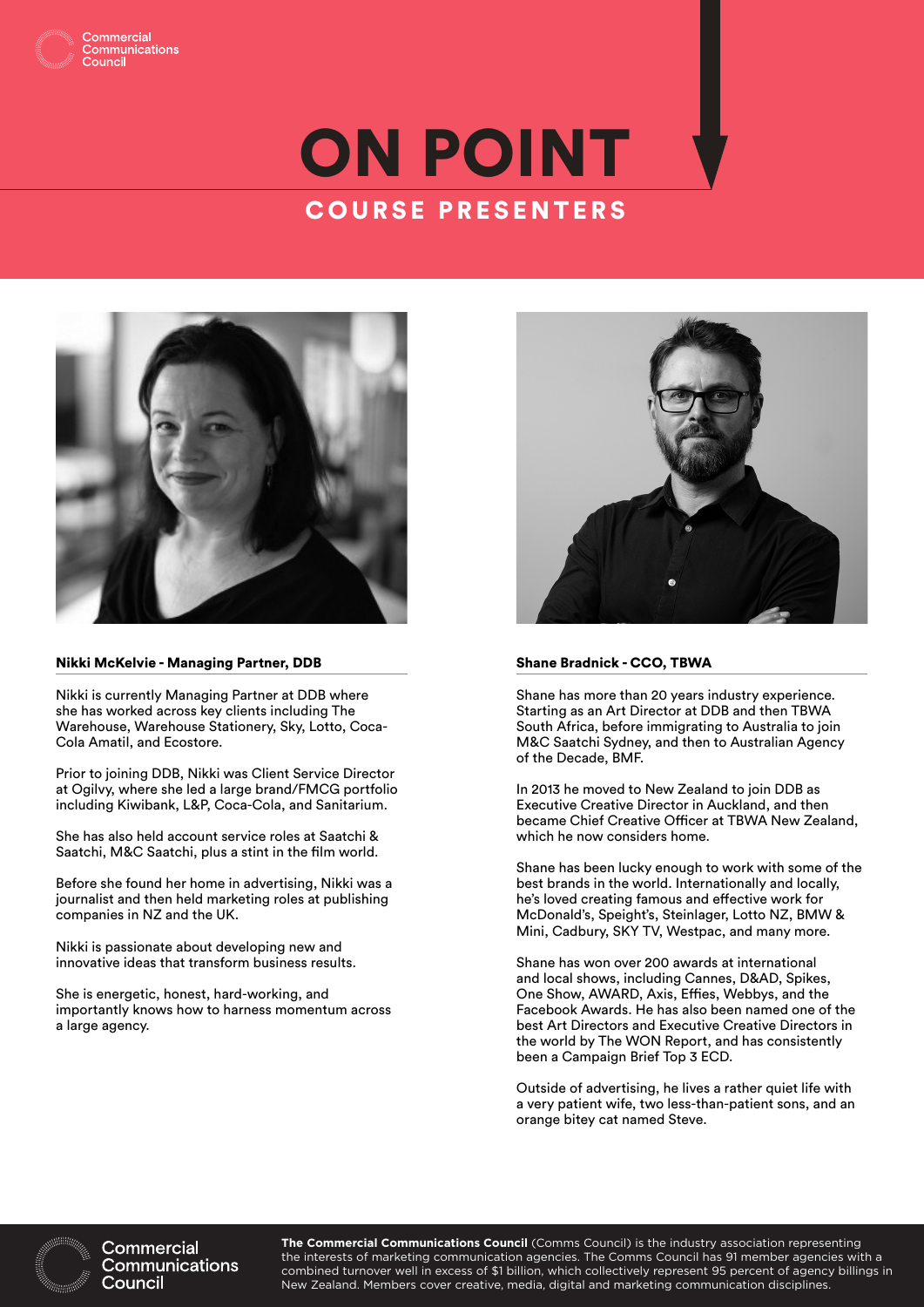Commercial Communications Council

# ON POINT

## COURSE PRESENTERS

**Nikki McKelvie - Managing Partner, DDB**

Nikki is currently Managing Partner at DDB where she has worked across key clients including The Warehouse, Warehouse Stationery, Sky, Lotto, Coca-Cola Amatil, and Ecostore.

Prior to joining DDB, Nikki was Client Service Director at Ogilvy, where she led a large brand/FMCG portfolio including Kiwibank, L&P, Coca-Cola, and Sanitarium.

She has also held account service roles at Saatchi & Saatchi, M&C Saatchi, plus a stint in the film world.

Before she found her home in advertising, Nikki was a journalist and then held marketing roles at publishing companies in NZ and the UK.

Nikki is passionate about developing new and innovative ideas that transform business results.

She is energetic, honest, hard-working, and importantly knows how to harness momentum across a large agency.

**Shane Bradnick - CCO, TBWA**

Shane has more than 20 years industry experience. Starting as an Art Director at DDB and then TBWA South Africa, before immigrating to Australia to join M&C Saatchi Sydney, and then to Australian Agency of the Decade, BMF.

In 2013 he moved to New Zealand to join DDB as Executive Creative Director in Auckland, and then became Chief Creative Officer at TBWA New Zealand, which he now considers home.

Shane has been lucky enough to work with some of the best brands in the world. Internationally and locally, he's loved creating famous and effective work for McDonald's, Speight's, Steinlager, Lotto NZ, BMW & Mini, Cadbury, SKY TV, Westpac, and many more.

Shane has won over 200 awards at international and local shows, including Cannes, D&AD, Spikes, One Show, AWARD, Axis, Effies, Webbys, and the Facebook Awards. He has also been named one of the best Art Directors and Executive Creative Directors in the world by The WON Report, and has consistently been a Campaign Brief Top 3 ECD.

Outside of advertising, he lives a rather quiet life with a very patient wife, two less-than-patient sons, and an orange bitey cat named Steve.

Commercial Communications Council

**The Commercial Communications Council** (Comms Council) is the industry association representing the interests of marketing communication agencies. The Comms Council has 91 member agencies with a combined turnover well in excess of $1 billion, which collectively represent 95 percent of agency billings in New Zealand. Members cover creative, media, digital and marketing communication disciplines.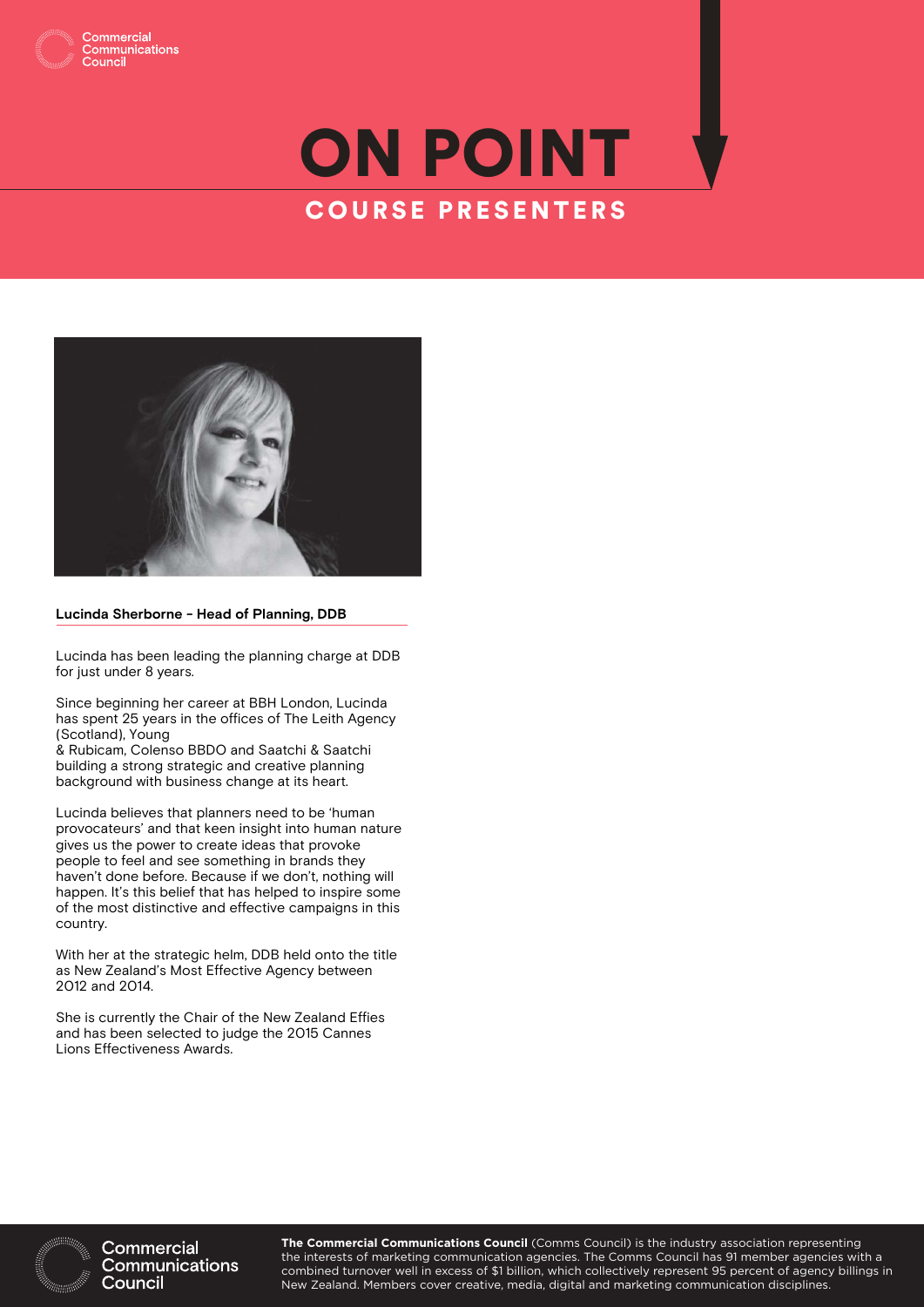# ON POINT

## COURSE PRESENTERS

**Lucinda Sherborne - Head of Planning, DDB**

Lucinda has been leading the planning charge at DDB for just under 8 years.

Since beginning her career at BBH London, Lucinda has spent 25 years in the offices of The Leith Agency (Scotland), Young & Rubicam, Colenso BBDO and Saatchi & Saatchi building a strong strategic and creative planning background with business change at its heart.

Lucinda believes that planners need to be 'human provocateurs' and that keen insight into human nature gives us the power to create ideas that provoke people to feel and see something in brands they haven't done before. Because if we don't, nothing will happen. It's this belief that has helped to inspire some of the most distinctive and effective campaigns in this country.

With her at the strategic helm, DDB held onto the title as New Zealand's Most Effective Agency between 2012 and 2014.

She is currently the Chair of the New Zealand Effies and has been selected to judge the 2015 Cannes Lions Effectiveness Awards.

**The Commercial Communications Council** (Comms Council) is the industry association representing the interests of marketing communication agencies. The Comms Council has 91 member agencies with a combined turnover well in excess of $1 billion, which collectively represent 95 percent of agency billings in New Zealand. Members cover creative, media, digital and marketing communication disciplines.